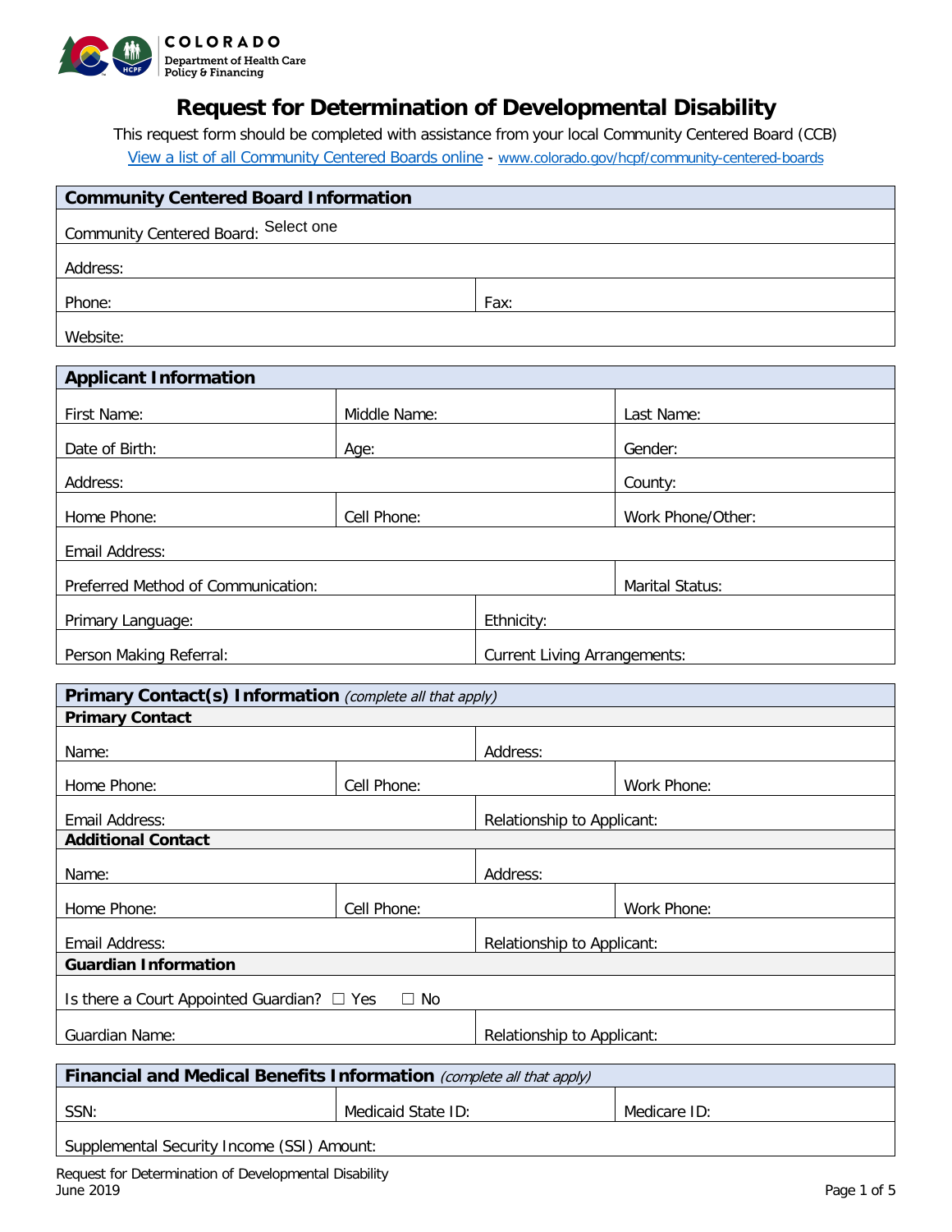COLORADO
Department of Health Care Policy & Financing

# Request for Determination of Developmental Disability

This request form should be completed with assistance from your local Community Centered Board (CCB)

View a list of all Community Centered Boards online - www.colorado.gov/hcpf/community-centered-boards

| **Community Centered Board Information** | |
|---|---|
| Community Centered Board: Select one | |
| Address: | |
| Phone: | Fax: |
| Website: | |

| **Applicant Information** | | | |
|---|---|---|---|
| First Name: | Middle Name: | | Last Name: |
| Date of Birth: | Age: | | Gender: |
| Address: | | | County: |
| Home Phone: | Cell Phone: | | Work Phone/Other: |
| Email Address: | | | |
| Preferred Method of Communication: | | | Marital Status: |
| Primary Language: | | Ethnicity: | |
| Person Making Referral: | | Current Living Arrangements: | |

| **Primary Contact(s) Information** *(complete all that apply)* | | | |
|---|---|---|---|
| **Primary Contact** | | | |
| Name: | | Address: | |
| Home Phone: | Cell Phone: | | Work Phone: |
| Email Address: | | Relationship to Applicant: | |
| **Additional Contact** | | | |
| Name: | | Address: | |
| Home Phone: | Cell Phone: | | Work Phone: |
| Email Address: | | Relationship to Applicant: | |
| **Guardian Information** | | | |
| Is there a Court Appointed Guardian? ☐ Yes ☐ No | | | |
| Guardian Name: | | Relationship to Applicant: | |

| **Financial and Medical Benefits Information** *(complete all that apply)* | | |
|---|---|---|
| SSN: | Medicaid State ID: | Medicare ID: |
| Supplemental Security Income (SSI) Amount: | | |

Request for Determination of Developmental Disability
June 2019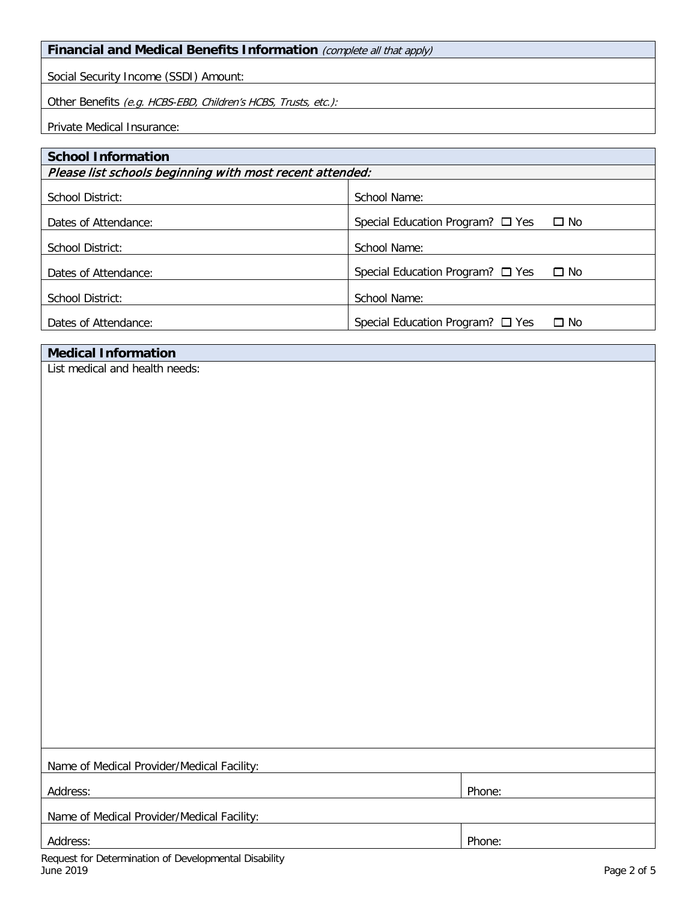## Financial and Medical Benefits Information *(complete all that apply)*

Social Security Income (SSDI) Amount:

Other Benefits *(e.g. HCBS-EBD, Children's HCBS, Trusts, etc.):*

Private Medical Insurance:

## School Information

***Please list schools beginning with most recent attended:***

| | |
|---|---|
| School District: | School Name: |
| Dates of Attendance: | Special Education Program? ☐ Yes ☐ No |
| School District: | School Name: |
| Dates of Attendance: | Special Education Program? ☐ Yes ☐ No |
| School District: | School Name: |
| Dates of Attendance: | Special Education Program? ☐ Yes ☐ No |

## Medical Information

List medical and health needs:

Name of Medical Provider/Medical Facility:

| | |
|---|---|
| Address: | Phone: |

Name of Medical Provider/Medical Facility:

| | |
|---|---|
| Address: | Phone: |

Request for Determination of Developmental Disability
June 2019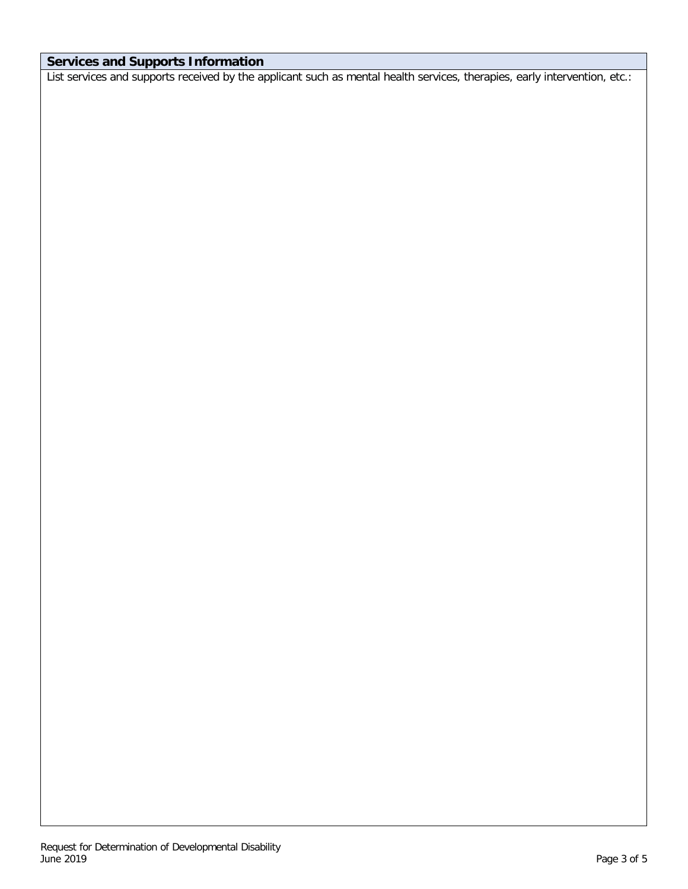## Services and Supports Information

List services and supports received by the applicant such as mental health services, therapies, early intervention, etc.: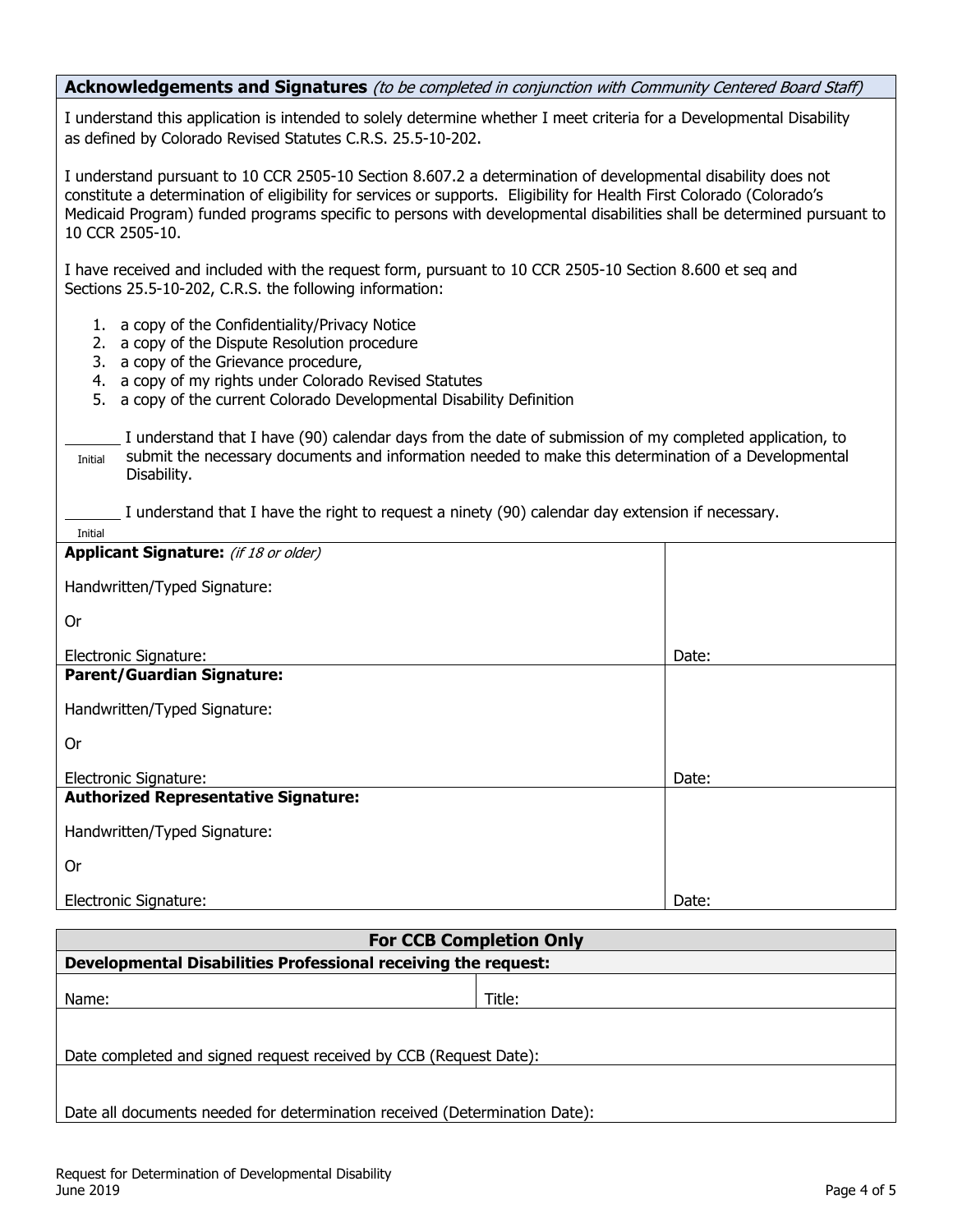## Acknowledgements and Signatures *(to be completed in conjunction with Community Centered Board Staff)*

I understand this application is intended to solely determine whether I meet criteria for a Developmental Disability as defined by Colorado Revised Statutes C.R.S. 25.5-10-202.

I understand pursuant to 10 CCR 2505-10 Section 8.607.2 a determination of developmental disability does not constitute a determination of eligibility for services or supports. Eligibility for Health First Colorado (Colorado's Medicaid Program) funded programs specific to persons with developmental disabilities shall be determined pursuant to 10 CCR 2505-10.

I have received and included with the request form, pursuant to 10 CCR 2505-10 Section 8.600 et seq and Sections 25.5-10-202, C.R.S. the following information:

1. a copy of the Confidentiality/Privacy Notice
2. a copy of the Dispute Resolution procedure
3. a copy of the Grievance procedure,
4. a copy of my rights under Colorado Revised Statutes
5. a copy of the current Colorado Developmental Disability Definition

_______ I understand that I have (90) calendar days from the date of submission of my completed application, to submit the necessary documents and information needed to make this determination of a Developmental Disability.
Initial

_______ I understand that I have the right to request a ninety (90) calendar day extension if necessary.
Initial

| | |
|---|---|
| **Applicant Signature:** *(if 18 or older)*<br><br>Handwritten/Typed Signature:<br><br>Or<br><br>Electronic Signature: | Date: |
| **Parent/Guardian Signature:**<br><br>Handwritten/Typed Signature:<br><br>Or<br><br>Electronic Signature: | Date: |
| **Authorized Representative Signature:**<br><br>Handwritten/Typed Signature:<br><br>Or<br><br>Electronic Signature: | Date: |

| **For CCB Completion Only** | |
|---|---|
| **Developmental Disabilities Professional receiving the request:** | |
| Name: | Title: |
| Date completed and signed request received by CCB (Request Date): | |
| Date all documents needed for determination received (Determination Date): | |

Request for Determination of Developmental Disability
June 2019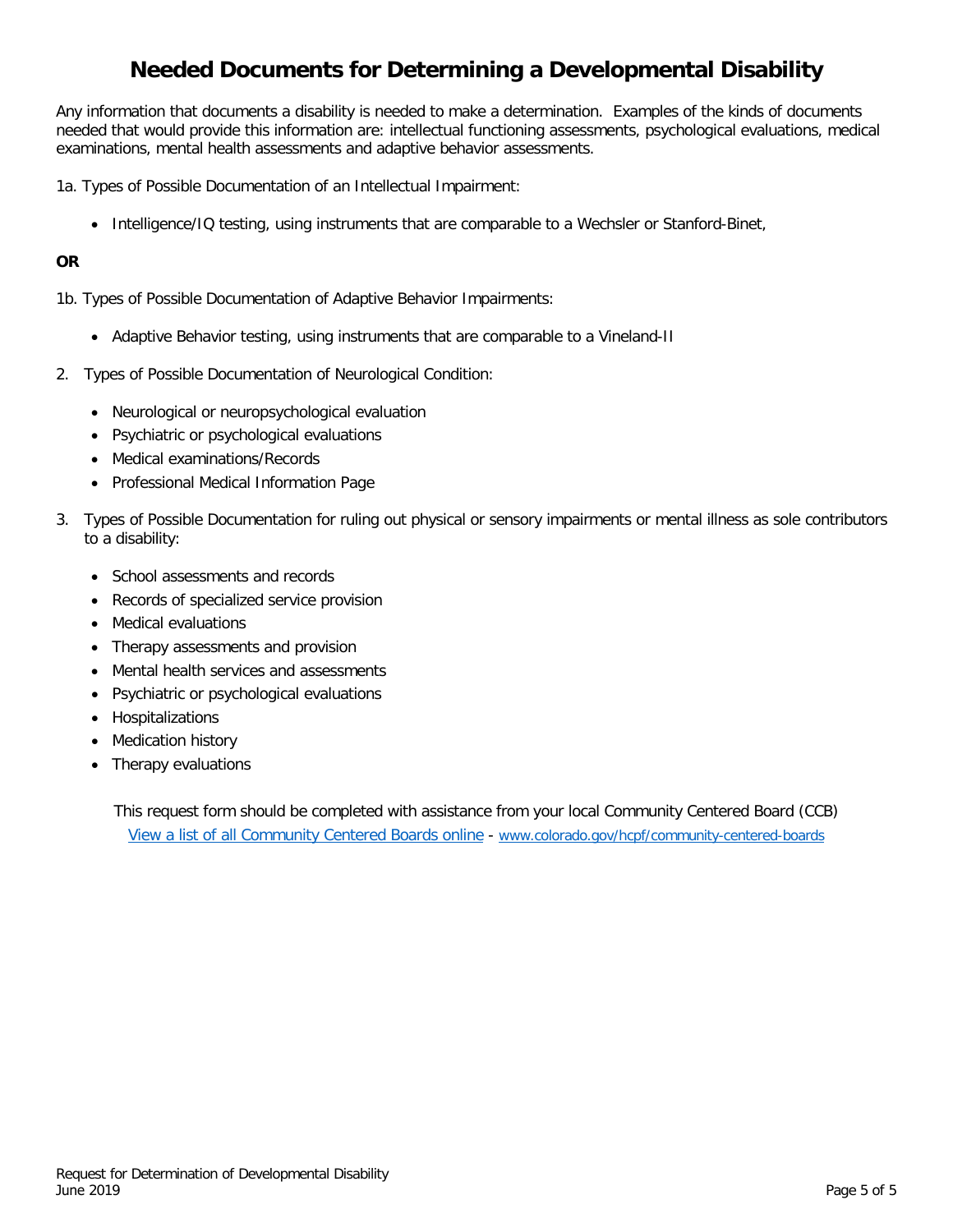# Needed Documents for Determining a Developmental Disability

Any information that documents a disability is needed to make a determination. Examples of the kinds of documents needed that would provide this information are: intellectual functioning assessments, psychological evaluations, medical examinations, mental health assessments and adaptive behavior assessments.

1a. Types of Possible Documentation of an Intellectual Impairment:

- Intelligence/IQ testing, using instruments that are comparable to a Wechsler or Stanford-Binet,

**OR**

1b. Types of Possible Documentation of Adaptive Behavior Impairments:

- Adaptive Behavior testing, using instruments that are comparable to a Vineland-II

2. Types of Possible Documentation of Neurological Condition:
   - Neurological or neuropsychological evaluation
   - Psychiatric or psychological evaluations
   - Medical examinations/Records
   - Professional Medical Information Page

3. Types of Possible Documentation for ruling out physical or sensory impairments or mental illness as sole contributors to a disability:
   - School assessments and records
   - Records of specialized service provision
   - Medical evaluations
   - Therapy assessments and provision
   - Mental health services and assessments
   - Psychiatric or psychological evaluations
   - Hospitalizations
   - Medication history
   - Therapy evaluations

This request form should be completed with assistance from your local Community Centered Board (CCB)
[View a list of all Community Centered Boards online](www.colorado.gov/hcpf/community-centered-boards) - www.colorado.gov/hcpf/community-centered-boards